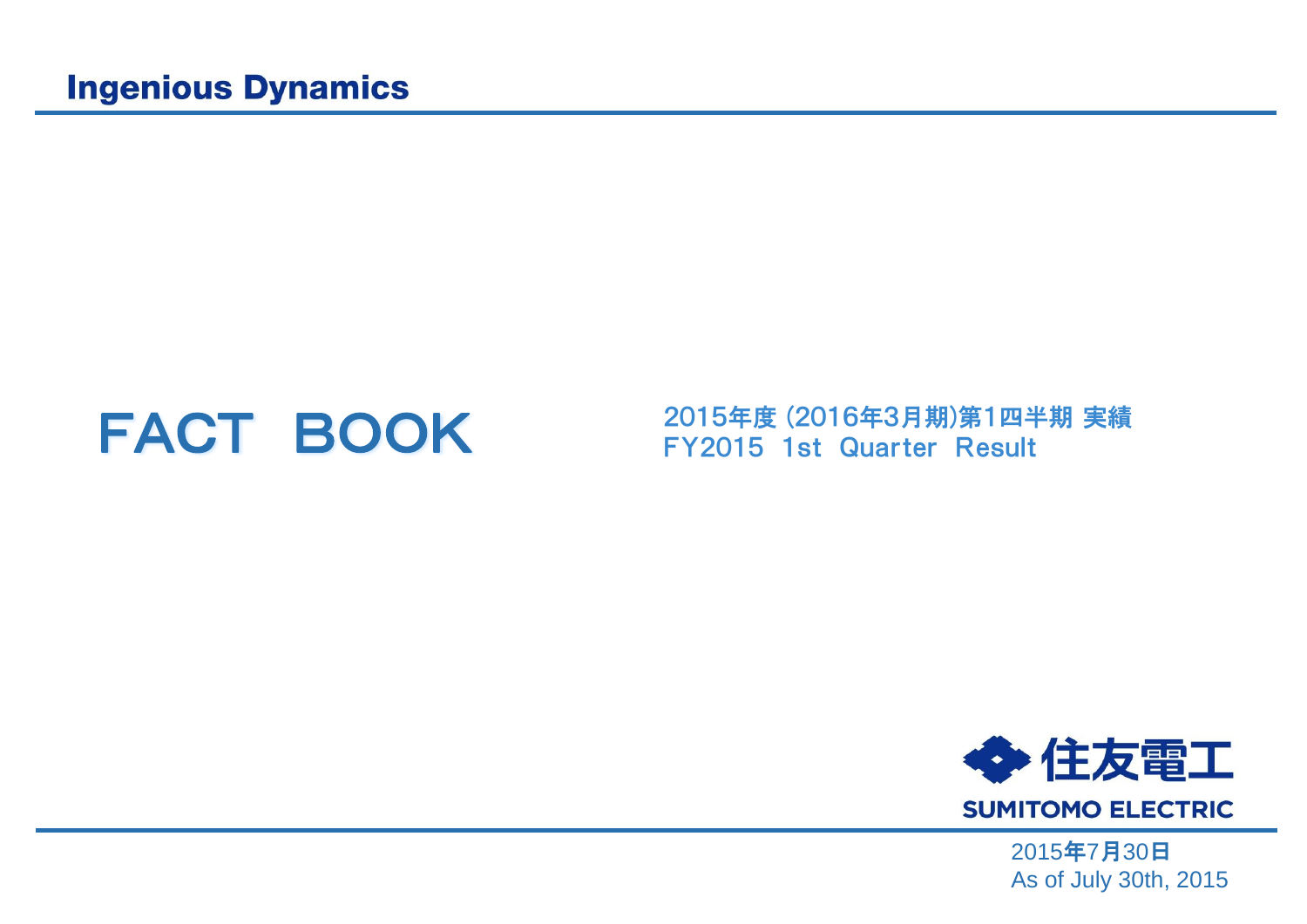Ingenious Dynamics

# FACT BOOK

2015年度 (2016年3月期)第1四半期 実績
FY2015 1st Quarter Result

住友電工
SUMITOMO ELECTRIC

2015年7月30日
As of July 30th, 2015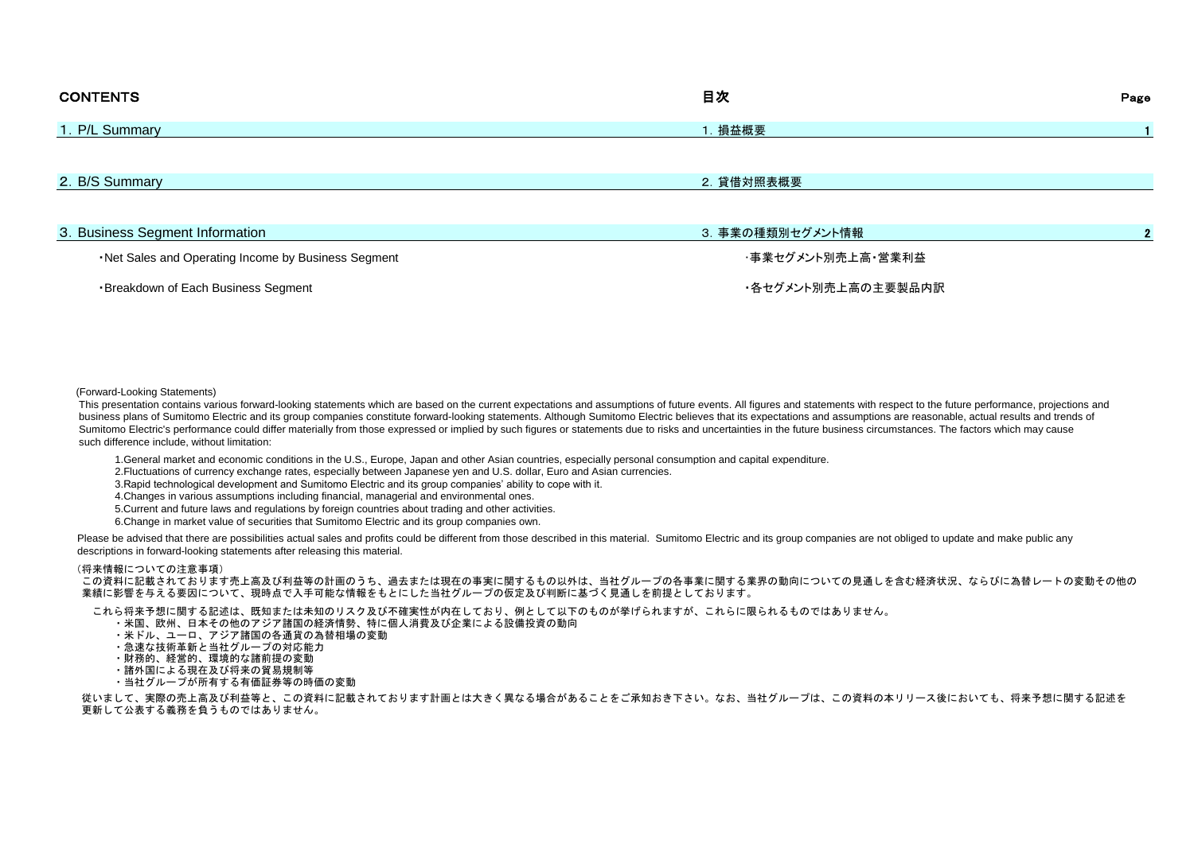| CONTENTS | 目次 | Page |
|---|---|---|
| 1. P/L Summary | 1. 損益概要 | 1 |
| 2. B/S Summary | 2. 貸借対照表概要 | |
| 3. Business Segment Information | 3. 事業の種類別セグメント情報 | 2 |
| ・Net Sales and Operating Income by Business Segment | ・事業セグメント別売上高・営業利益 | |
| ・Breakdown of Each Business Segment | ・各セグメント別売上高の主要製品内訳 | |

(Forward-Looking Statements)

This presentation contains various forward-looking statements which are based on the current expectations and assumptions of future events. All figures and statements with respect to the future performance, projections and business plans of Sumitomo Electric and its group companies constitute forward-looking statements. Although Sumitomo Electric believes that its expectations and assumptions are reasonable, actual results and trends of Sumitomo Electric's performance could differ materially from those expressed or implied by such figures or statements due to risks and uncertainties in the future business circumstances. The factors which may cause such difference include, without limitation:

1. General market and economic conditions in the U.S., Europe, Japan and other Asian countries, especially personal consumption and capital expenditure.
2. Fluctuations of currency exchange rates, especially between Japanese yen and U.S. dollar, Euro and Asian currencies.
3. Rapid technological development and Sumitomo Electric and its group companies' ability to cope with it.
4. Changes in various assumptions including financial, managerial and environmental ones.
5. Current and future laws and regulations by foreign countries about trading and other activities.
6. Change in market value of securities that Sumitomo Electric and its group companies own.

Please be advised that there are possibilities actual sales and profits could be different from those described in this material. Sumitomo Electric and its group companies are not obliged to update and make public any descriptions in forward-looking statements after releasing this material.

（将来情報についての注意事項）

この資料に記載されております売上高及び利益等の計画のうち、過去または現在の事実に関するもの以外は、当社グループの各事業に関する業界の動向についての見通しを含む経済状況、ならびに為替レートの変動その他の業績に影響を与える要因について、現時点で入手可能な情報をもとにした当社グループの仮定及び判断に基づく見通しを前提としております。

これら将来予想に関する記述は、既知または未知のリスク及び不確実性が内在しており、例として以下のものが挙げられますが、これらに限られるものではありません。

・米国、欧州、日本その他のアジア諸国の経済情勢、特に個人消費及び企業による設備投資の動向
・米ドル、ユーロ、アジア諸国の各通貨の為替相場の変動
・急速な技術革新と当社グループの対応能力
・財務的、経営的、環境的な諸前提の変動
・諸外国による現在及び将来の貿易規制等
・当社グループが所有する有価証券等の時価の変動

従いまして、実際の売上高及び利益等と、この資料に記載されております計画とは大きく異なる場合があることをご承知おき下さい。なお、当社グループは、この資料の本リリース後においても、将来予想に関する記述を更新して公表する義務を負うものではありません。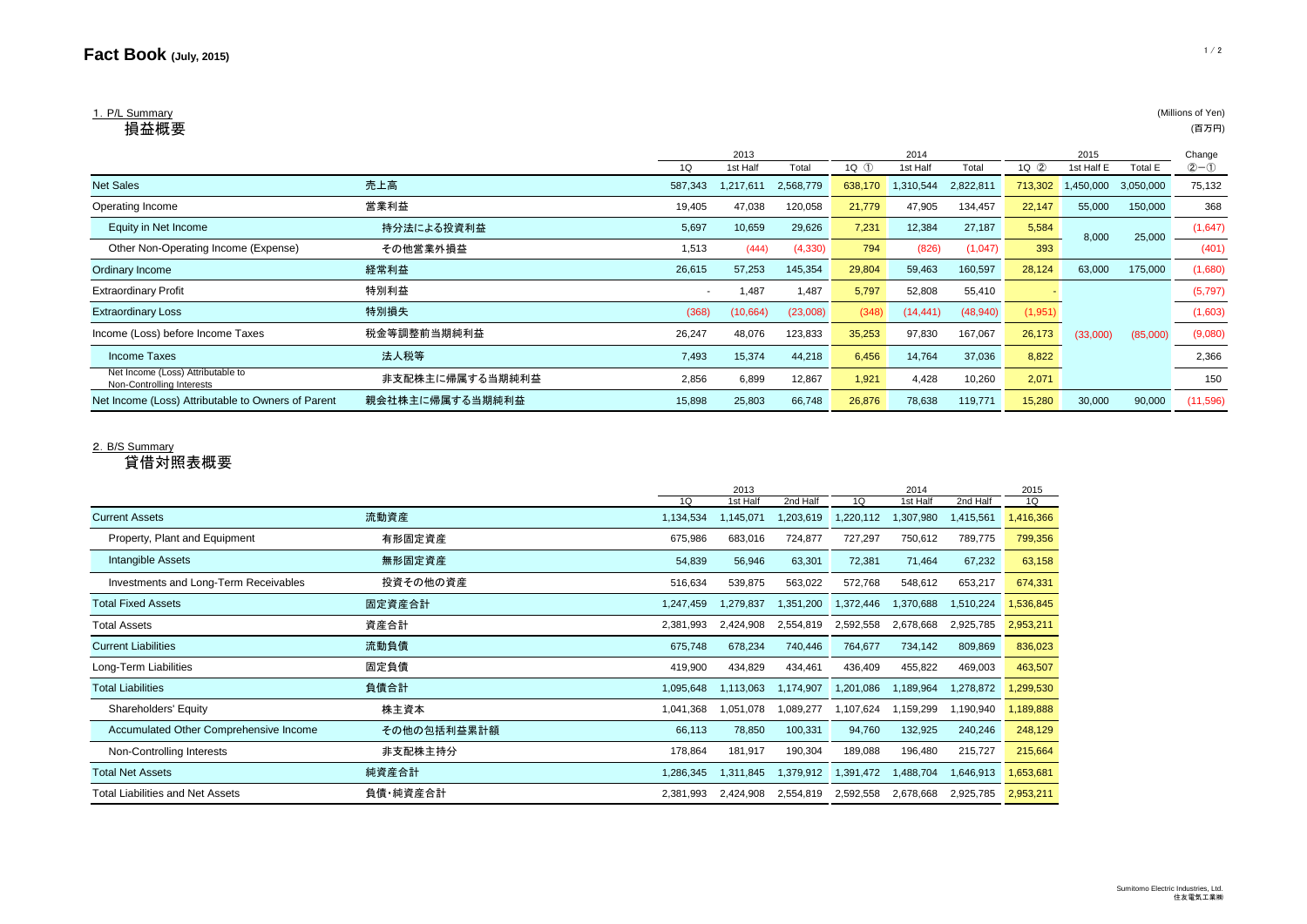# Fact Book (July, 2015)

## 1. P/L Summary
### 損益概要

(Millions of Yen)
(百万円)

| | | 2013 | | | 2014 | | | 2015 | | | Change |
|---|---|---|---|---|---|---|---|---|---|---|---|
| | | 1Q | 1st Half | Total | 1Q ① | 1st Half | Total | 1Q ② | 1st Half E | Total E | ②−① |
| Net Sales | 売上高 | 587,343 | 1,217,611 | 2,568,779 | 638,170 | 1,310,544 | 2,822,811 | 713,302 | 1,450,000 | 3,050,000 | 75,132 |
| Operating Income | 営業利益 | 19,405 | 47,038 | 120,058 | 21,779 | 47,905 | 134,457 | 22,147 | 55,000 | 150,000 | 368 |
| Equity in Net Income | 持分法による投資利益 | 5,697 | 10,659 | 29,626 | 7,231 | 12,384 | 27,187 | 5,584 | 8,000 | 25,000 | (1,647) |
| Other Non-Operating Income (Expense) | その他営業外損益 | 1,513 | (444) | (4,330) | 794 | (826) | (1,047) | 393 | | | (401) |
| Ordinary Income | 経常利益 | 26,615 | 57,253 | 145,354 | 29,804 | 59,463 | 160,597 | 28,124 | 63,000 | 175,000 | (1,680) |
| Extraordinary Profit | 特別利益 | - | 1,487 | 1,487 | 5,797 | 52,808 | 55,410 | - | | | (5,797) |
| Extraordinary Loss | 特別損失 | (368) | (10,664) | (23,008) | (348) | (14,441) | (48,940) | (1,951) | | | (1,603) |
| Income (Loss) before Income Taxes | 税金等調整前当期純利益 | 26,247 | 48,076 | 123,833 | 35,253 | 97,830 | 167,067 | 26,173 | (33,000) | (85,000) | (9,080) |
| Income Taxes | 法人税等 | 7,493 | 15,374 | 44,218 | 6,456 | 14,764 | 37,036 | 8,822 | | | 2,366 |
| Net Income (Loss) Attributable to Non-Controlling Interests | 非支配株主に帰属する当期純利益 | 2,856 | 6,899 | 12,867 | 1,921 | 4,428 | 10,260 | 2,071 | | | 150 |
| Net Income (Loss) Attributable to Owners of Parent | 親会社株主に帰属する当期純利益 | 15,898 | 25,803 | 66,748 | 26,876 | 78,638 | 119,771 | 15,280 | 30,000 | 90,000 | (11,596) |

## 2. B/S Summary
### 貸借対照表概要

| | | 2013 | | | 2014 | | | 2015 |
|---|---|---|---|---|---|---|---|---|
| | | 1Q | 1st Half | 2nd Half | 1Q | 1st Half | 2nd Half | 1Q |
| Current Assets | 流動資産 | 1,134,534 | 1,145,071 | 1,203,619 | 1,220,112 | 1,307,980 | 1,415,561 | 1,416,366 |
| Property, Plant and Equipment | 有形固定資産 | 675,986 | 683,016 | 724,877 | 727,297 | 750,612 | 789,775 | 799,356 |
| Intangible Assets | 無形固定資産 | 54,839 | 56,946 | 63,301 | 72,381 | 71,464 | 67,232 | 63,158 |
| Investments and Long-Term Receivables | 投資その他の資産 | 516,634 | 539,875 | 563,022 | 572,768 | 548,612 | 653,217 | 674,331 |
| Total Fixed Assets | 固定資産合計 | 1,247,459 | 1,279,837 | 1,351,200 | 1,372,446 | 1,370,688 | 1,510,224 | 1,536,845 |
| Total Assets | 資産合計 | 2,381,993 | 2,424,908 | 2,554,819 | 2,592,558 | 2,678,668 | 2,925,785 | 2,953,211 |
| Current Liabilities | 流動負債 | 675,748 | 678,234 | 740,446 | 764,677 | 734,142 | 809,869 | 836,023 |
| Long-Term Liabilities | 固定負債 | 419,900 | 434,829 | 434,461 | 436,409 | 455,822 | 469,003 | 463,507 |
| Total Liabilities | 負債合計 | 1,095,648 | 1,113,063 | 1,174,907 | 1,201,086 | 1,189,964 | 1,278,872 | 1,299,530 |
| Shareholders' Equity | 株主資本 | 1,041,368 | 1,051,078 | 1,089,277 | 1,107,624 | 1,159,299 | 1,190,940 | 1,189,888 |
| Accumulated Other Comprehensive Income | その他の包括利益累計額 | 66,113 | 78,850 | 100,331 | 94,760 | 132,925 | 240,246 | 248,129 |
| Non-Controlling Interests | 非支配株主持分 | 178,864 | 181,917 | 190,304 | 189,088 | 196,480 | 215,727 | 215,664 |
| Total Net Assets | 純資産合計 | 1,286,345 | 1,311,845 | 1,379,912 | 1,391,472 | 1,488,704 | 1,646,913 | 1,653,681 |
| Total Liabilities and Net Assets | 負債･純資産合計 | 2,381,993 | 2,424,908 | 2,554,819 | 2,592,558 | 2,678,668 | 2,925,785 | 2,953,211 |

Sumitomo Electric Industries, Ltd.
住友電気工業㈱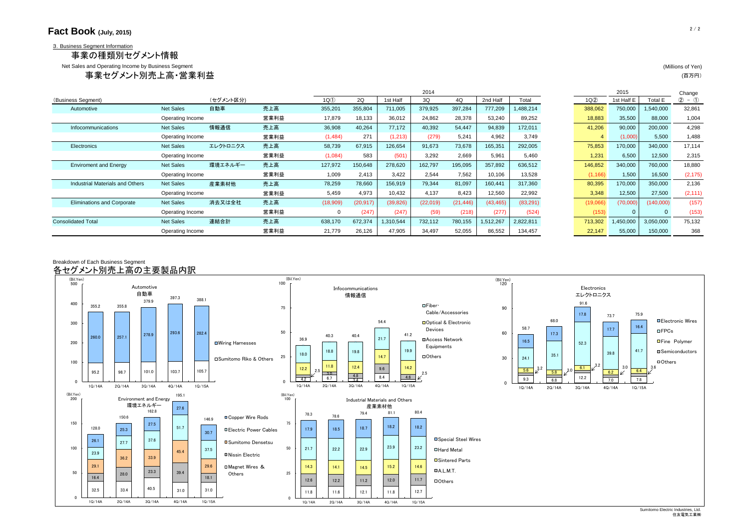# Fact Book (July, 2015)

3. Business Segment Information

## 事業の種類別セグメント情報

Net Sales and Operating Income by Business Segment

### 事業セグメント別売上高・営業利益

(Millions of Yen)
(百万円)

| (Business Segment) | | (セグメント区分) | | 2014 1Q① | 2Q | 1st Half | 3Q | 4Q | 2nd Half | Total | 2015 1Q② | 1st Half E | Total E | Change ② − ① |
|---|---|---|---|---|---|---|---|---|---|---|---|---|---|---|
| Automotive | Net Sales | 自動車 | 売上高 | 355,201 | 355,804 | 711,005 | 379,925 | 397,284 | 777,209 | 1,488,214 | 388,062 | 750,000 | 1,540,000 | 32,861 |
| | Operating Income | | 営業利益 | 17,879 | 18,133 | 36,012 | 24,862 | 28,378 | 53,240 | 89,252 | 18,883 | 35,500 | 88,000 | 1,004 |
| Infocommunications | Net Sales | 情報通信 | 売上高 | 36,908 | 40,264 | 77,172 | 40,392 | 54,447 | 94,839 | 172,011 | 41,206 | 90,000 | 200,000 | 4,298 |
| | Operating Income | | 営業利益 | (1,484) | 271 | (1,213) | (279) | 5,241 | 4,962 | 3,749 | 4 | (1,000) | 5,500 | 1,488 |
| Electronics | Net Sales | エレクトロニクス | 売上高 | 58,739 | 67,915 | 126,654 | 91,673 | 73,678 | 165,351 | 292,005 | 75,853 | 170,000 | 340,000 | 17,114 |
| | Operating Income | | 営業利益 | (1,084) | 583 | (501) | 3,292 | 2,669 | 5,961 | 5,460 | 1,231 | 6,500 | 12,500 | 2,315 |
| Enviroment and Energy | Net Sales | 環境エネルギー | 売上高 | 127,972 | 150,648 | 278,620 | 162,797 | 195,095 | 357,892 | 636,512 | 146,852 | 340,000 | 760,000 | 18,880 |
| | Operating Income | | 営業利益 | 1,009 | 2,413 | 3,422 | 2,544 | 7,562 | 10,106 | 13,528 | (1,166) | 1,500 | 16,500 | (2,175) |
| Industrial Materials and Others | Net Sales | 産業素材他 | 売上高 | 78,259 | 78,660 | 156,919 | 79,344 | 81,097 | 160,441 | 317,360 | 80,395 | 170,000 | 350,000 | 2,136 |
| | Operating Income | | 営業利益 | 5,459 | 4,973 | 10,432 | 4,137 | 8,423 | 12,560 | 22,992 | 3,348 | 12,500 | 27,500 | (2,111) |
| Eliminations and Corporate | Net Sales | 消去又は全社 | 売上高 | (18,909) | (20,917) | (39,826) | (22,019) | (21,446) | (43,465) | (83,291) | (19,066) | (70,000) | (140,000) | (157) |
| | Operating Income | | 営業利益 | 0 | (247) | (247) | (59) | (218) | (277) | (524) | (153) | 0 | 0 | (153) |
| Consolidated Total | Net Sales | 連結合計 | 売上高 | 638,170 | 672,374 | 1,310,544 | 732,112 | 780,155 | 1,512,267 | 2,822,811 | 713,302 | 1,450,000 | 3,050,000 | 75,132 |
| | Operating Income | | 営業利益 | 21,779 | 26,126 | 47,905 | 34,497 | 52,055 | 86,552 | 134,457 | 22,147 | 55,000 | 150,000 | 368 |

Breakdown of Each Business Segment

## 各セグメント別売上高の主要製品内訳

(Bil.Yen)
Automotive
自動車
1Q/14A 2Q/14A 3Q/14A 4Q/14A 1Q/15A
355.2 355.8 379.9 397.3 388.1
260.0 257.1 278.9 293.6 282.4
95.2 98.7 101.0 103.7 105.7
Wiring Harnesses
Sumitomo Riko & Others

(Bil.Yen)
Infocommunications
情報通信
1Q/14A 2Q/14A 3Q/14A 4Q/14A 1Q/15A
36.9 40.3 40.4 54.4 41.2
18.0 18.8 19.8 21.7 19.9
12.2 11.8 12.4 14.7 14.2
2.5 3.0 4.8 9.6 4.6 2.5
4.2 6.7 3.4 8.4
Fiber・Cable/Accessories
Optical & Electronic Devices
Access Network Equipments
Others

(Bil.Yen)
Electronics
エレクトロニクス
1Q/14A 2Q/14A 3Q/14A 4Q/14A 1Q/15A
58.7 68.0 91.6 73.7 75.9
17.8 17.7 16.4
16.5 17.3
24.1 35.1 52.3 39.8 41.7
5.6 3.2 5.8 3.0 6.1 3.2 6.2 3.0 6.4 3.6
9.3 6.8 12.2 7.0 7.8
Electronic Wires
FPCs
Fine Polymer
Semiconductors
Others

(Bil.Yen)
Environment and Energy
環境エネルギー
1Q/14A 2Q/14A 3Q/14A 4Q/14A 1Q/15A
128.0 150.6 162.8 195.1 146.9
26.1 25.3 27.5 27.6 30.7
23.9 27.7 37.6 51.7 37.5
29.1 36.2 33.9 45.4 29.6
16.4 28.0 23.3 39.4 18.1
32.5 33.4 40.5 31.0 31.0
Copper Wire Rods
Electric Power Cables
Sumitomo Densetsu
Nissin Electric
Magnet Wires & Others

(Bil.Yen)
Industrial Materials and Others
産業素材他
1Q/14A 2Q/14A 3Q/14A 4Q/14A 1Q/15A
78.3 78.6 79.4 81.1 80.4
17.9 18.5 18.7 18.2 18.2
21.7 22.2 22.9 23.9 23.2
14.3 14.1 14.5 15.2 14.6
12.6 12.2 11.2 12.0 11.7
11.8 11.6 12.1 11.8 12.7
Special Steel Wires
Hard Metal
Sintered Parts
A.L.M.T.
Others

Sumitomo Electric Industries, Ltd.
住友電気工業(株)